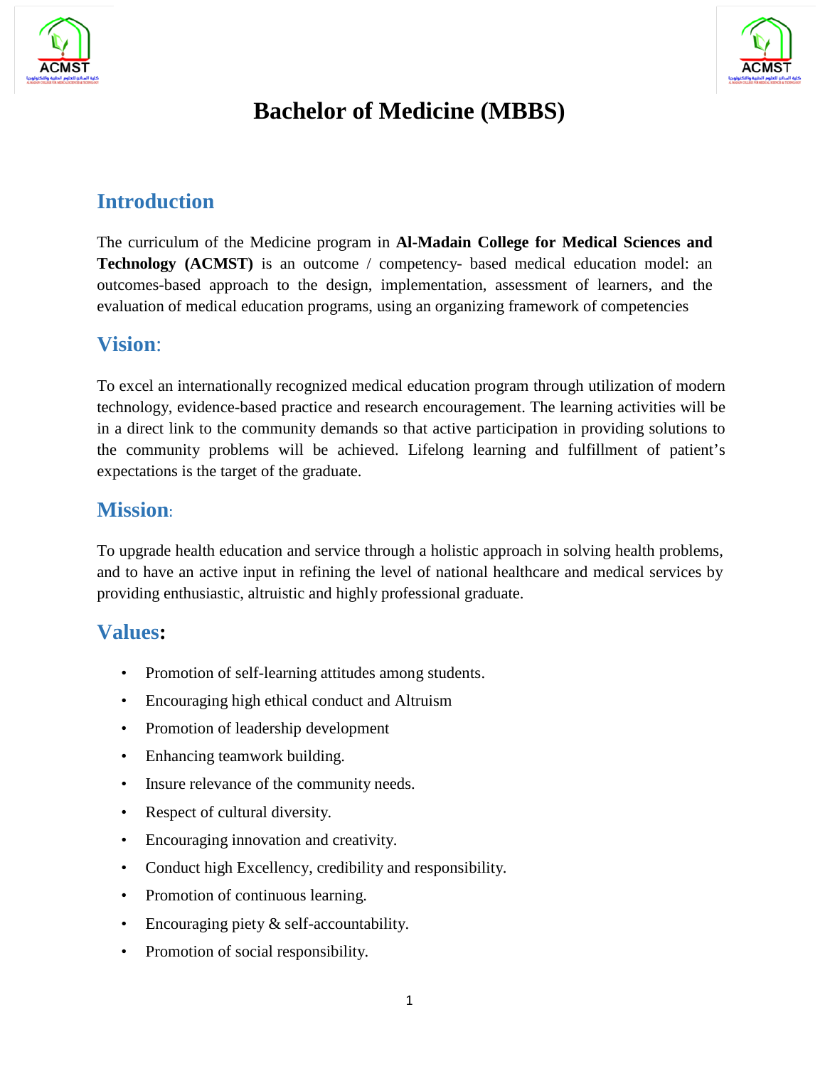# Bachelor of Medicine (MBBS)

## Introduction

The curriculum of the Medicine program in **Al-Madain College for Medical Sciences and Technology (ACMST)** is an outcome / competency- based medical education model: an outcomes-based approach to the design, implementation, assessment of learners, and the evaluation of medical education programs, using an organizing framework of competencies

## Vision:

To excel an internationally recognized medical education program through utilization of modern technology, evidence-based practice and research encouragement. The learning activities will be in a direct link to the community demands so that active participation in providing solutions to the community problems will be achieved. Lifelong learning and fulfillment of patient's expectations is the target of the graduate.

## Mission:

To upgrade health education and service through a holistic approach in solving health problems, and to have an active input in refining the level of national healthcare and medical services by providing enthusiastic, altruistic and highly professional graduate.

## Values:

- Promotion of self-learning attitudes among students.
- Encouraging high ethical conduct and Altruism
- Promotion of leadership development
- Enhancing teamwork building.
- Insure relevance of the community needs.
- Respect of cultural diversity.
- Encouraging innovation and creativity.
- Conduct high Excellency, credibility and responsibility.
- Promotion of continuous learning.
- Encouraging piety & self-accountability.
- Promotion of social responsibility.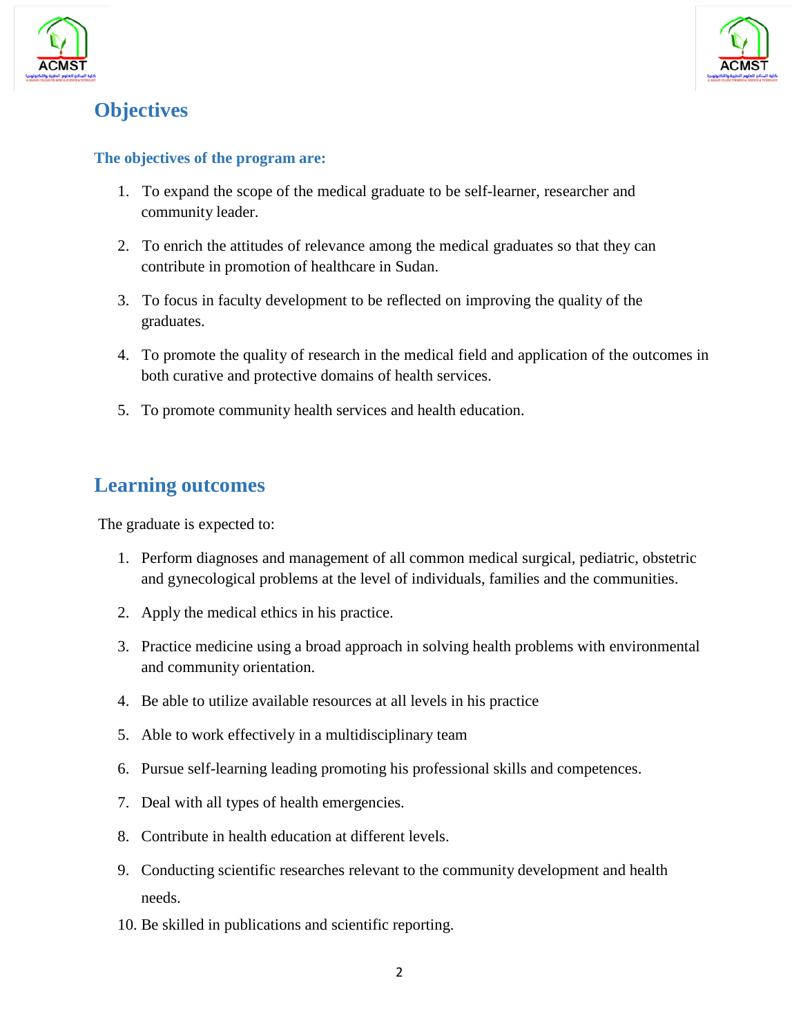## Objectives

### The objectives of the program are:

1. To expand the scope of the medical graduate to be self-learner, researcher and community leader.
2. To enrich the attitudes of relevance among the medical graduates so that they can contribute in promotion of healthcare in Sudan.
3. To focus in faculty development to be reflected on improving the quality of the graduates.
4. To promote the quality of research in the medical field and application of the outcomes in both curative and protective domains of health services.
5. To promote community health services and health education.

## Learning outcomes

The graduate is expected to:

1. Perform diagnoses and management of all common medical surgical, pediatric, obstetric and gynecological problems at the level of individuals, families and the communities.
2. Apply the medical ethics in his practice.
3. Practice medicine using a broad approach in solving health problems with environmental and community orientation.
4. Be able to utilize available resources at all levels in his practice
5. Able to work effectively in a multidisciplinary team
6. Pursue self-learning leading promoting his professional skills and competences.
7. Deal with all types of health emergencies.
8. Contribute in health education at different levels.
9. Conducting scientific researches relevant to the community development and health needs.
10. Be skilled in publications and scientific reporting.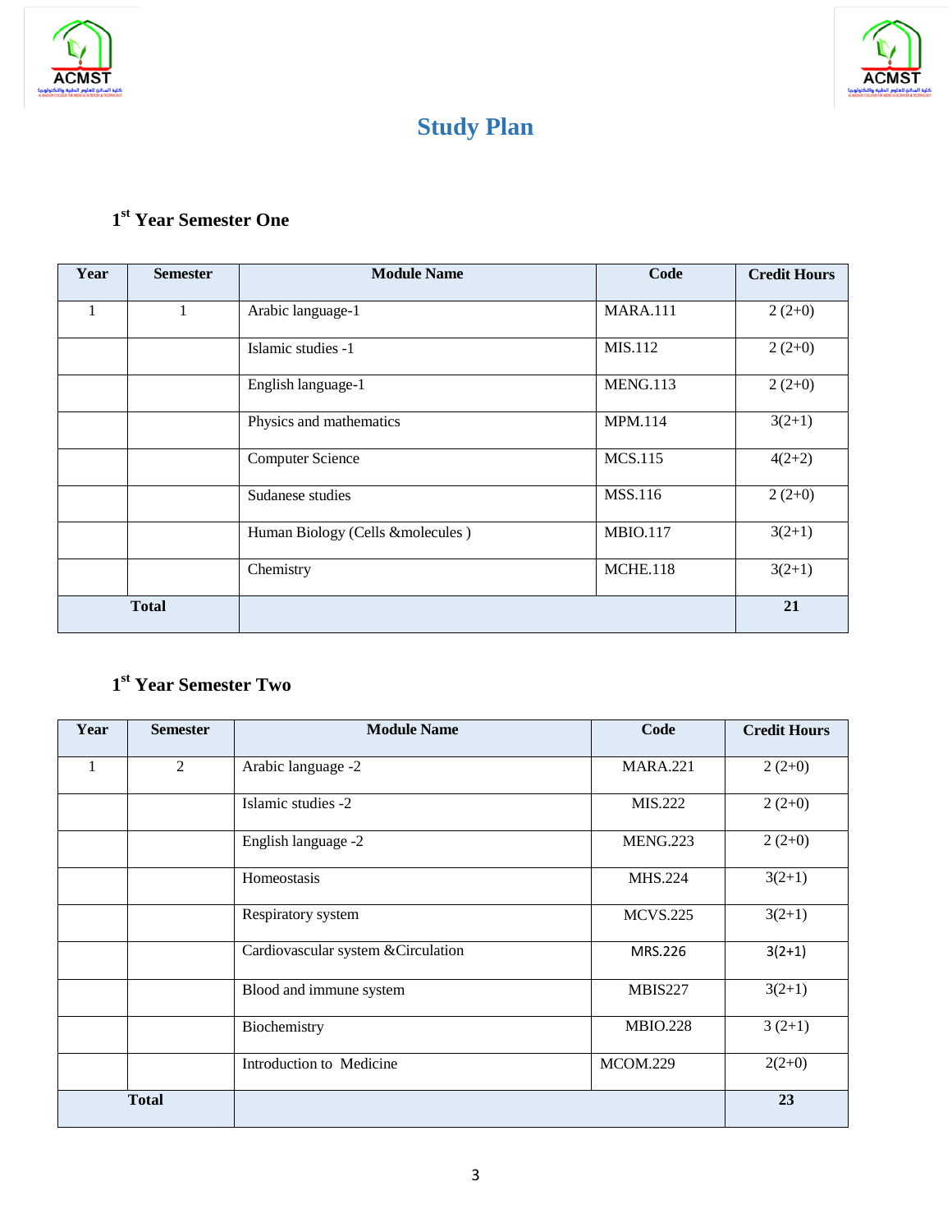# Study Plan

## 1st Year Semester One

| Year | Semester | Module Name | Code | Credit Hours |
|---|---|---|---|---|
| 1 | 1 | Arabic language-1 | MARA.111 | 2 (2+0) |
| | | Islamic studies -1 | MIS.112 | 2 (2+0) |
| | | English language-1 | MENG.113 | 2 (2+0) |
| | | Physics and mathematics | MPM.114 | 3(2+1) |
| | | Computer Science | MCS.115 | 4(2+2) |
| | | Sudanese studies | MSS.116 | 2 (2+0) |
| | | Human Biology (Cells &molecules ) | MBIO.117 | 3(2+1) |
| | | Chemistry | MCHE.118 | 3(2+1) |
| **Total** | | | | **21** |

## 1st Year Semester Two

| Year | Semester | Module Name | Code | Credit Hours |
|---|---|---|---|---|
| 1 | 2 | Arabic language -2 | MARA.221 | 2 (2+0) |
| | | Islamic studies -2 | MIS.222 | 2 (2+0) |
| | | English language -2 | MENG.223 | 2 (2+0) |
| | | Homeostasis | MHS.224 | 3(2+1) |
| | | Respiratory system | MCVS.225 | 3(2+1) |
| | | Cardiovascular system &Circulation | MRS.226 | 3(2+1) |
| | | Blood and immune system | MBIS227 | 3(2+1) |
| | | Biochemistry | MBIO.228 | 3 (2+1) |
| | | Introduction to Medicine | MCOM.229 | 2(2+0) |
| **Total** | | | | **23** |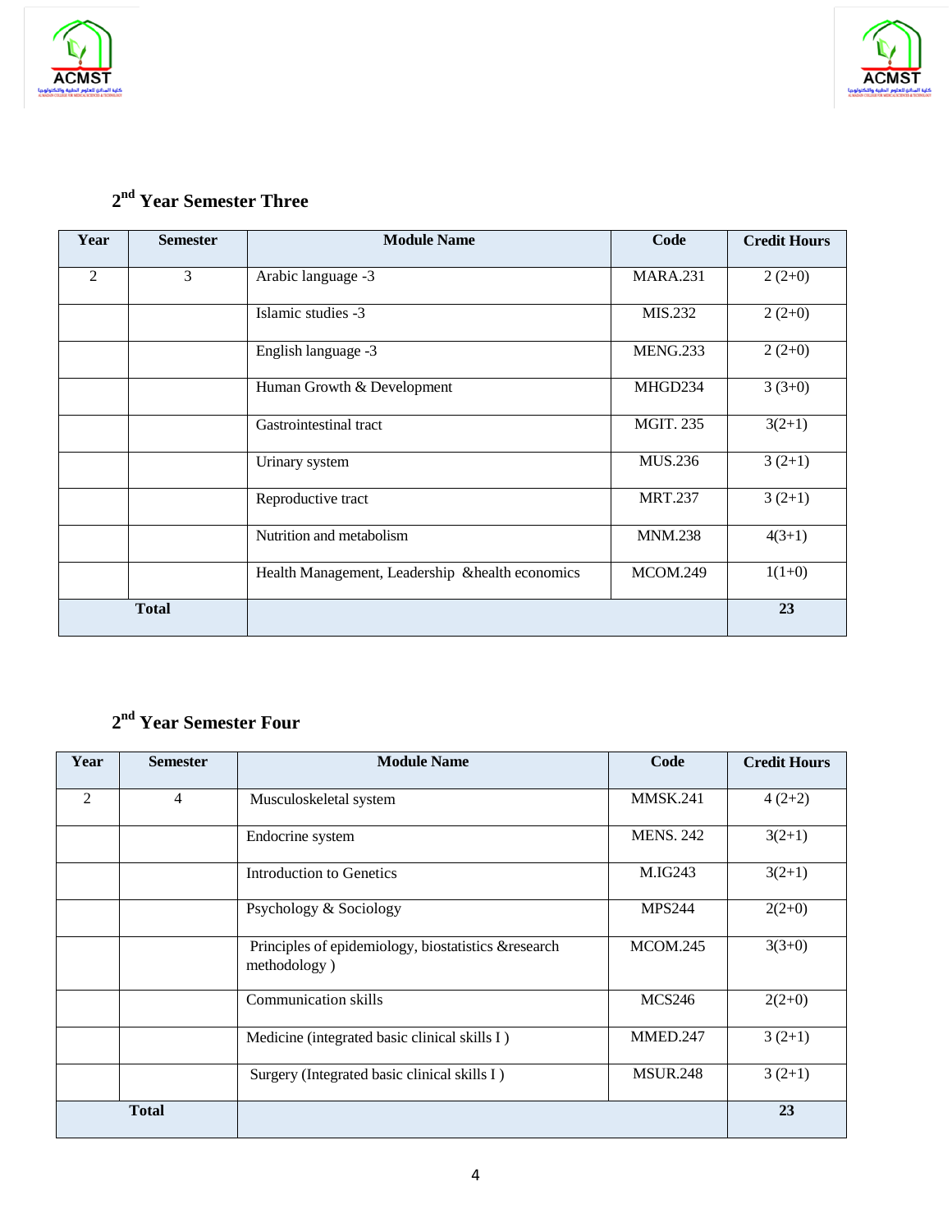## 2nd Year Semester Three

| Year | Semester | Module Name | Code | Credit Hours |
|---|---|---|---|---|
| 2 | 3 | Arabic language -3 | MARA.231 | 2 (2+0) |
| | | Islamic studies -3 | MIS.232 | 2 (2+0) |
| | | English language -3 | MENG.233 | 2 (2+0) |
| | | Human Growth & Development | MHGD234 | 3 (3+0) |
| | | Gastrointestinal tract | MGIT. 235 | 3(2+1) |
| | | Urinary system | MUS.236 | 3 (2+1) |
| | | Reproductive tract | MRT.237 | 3 (2+1) |
| | | Nutrition and metabolism | MNM.238 | 4(3+1) |
| | | Health Management, Leadership &health economics | MCOM.249 | 1(1+0) |
| **Total** | | | | **23** |

## 2nd Year Semester Four

| Year | Semester | Module Name | Code | Credit Hours |
|---|---|---|---|---|
| 2 | 4 | Musculoskeletal system | MMSK.241 | 4 (2+2) |
| | | Endocrine system | MENS. 242 | 3(2+1) |
| | | Introduction to Genetics | M.IG243 | 3(2+1) |
| | | Psychology & Sociology | MPS244 | 2(2+0) |
| | | Principles of epidemiology, biostatistics &research methodology ) | MCOM.245 | 3(3+0) |
| | | Communication skills | MCS246 | 2(2+0) |
| | | Medicine (integrated basic clinical skills I ) | MMED.247 | 3 (2+1) |
| | | Surgery (Integrated basic clinical skills I ) | MSUR.248 | 3 (2+1) |
| **Total** | | | | **23** |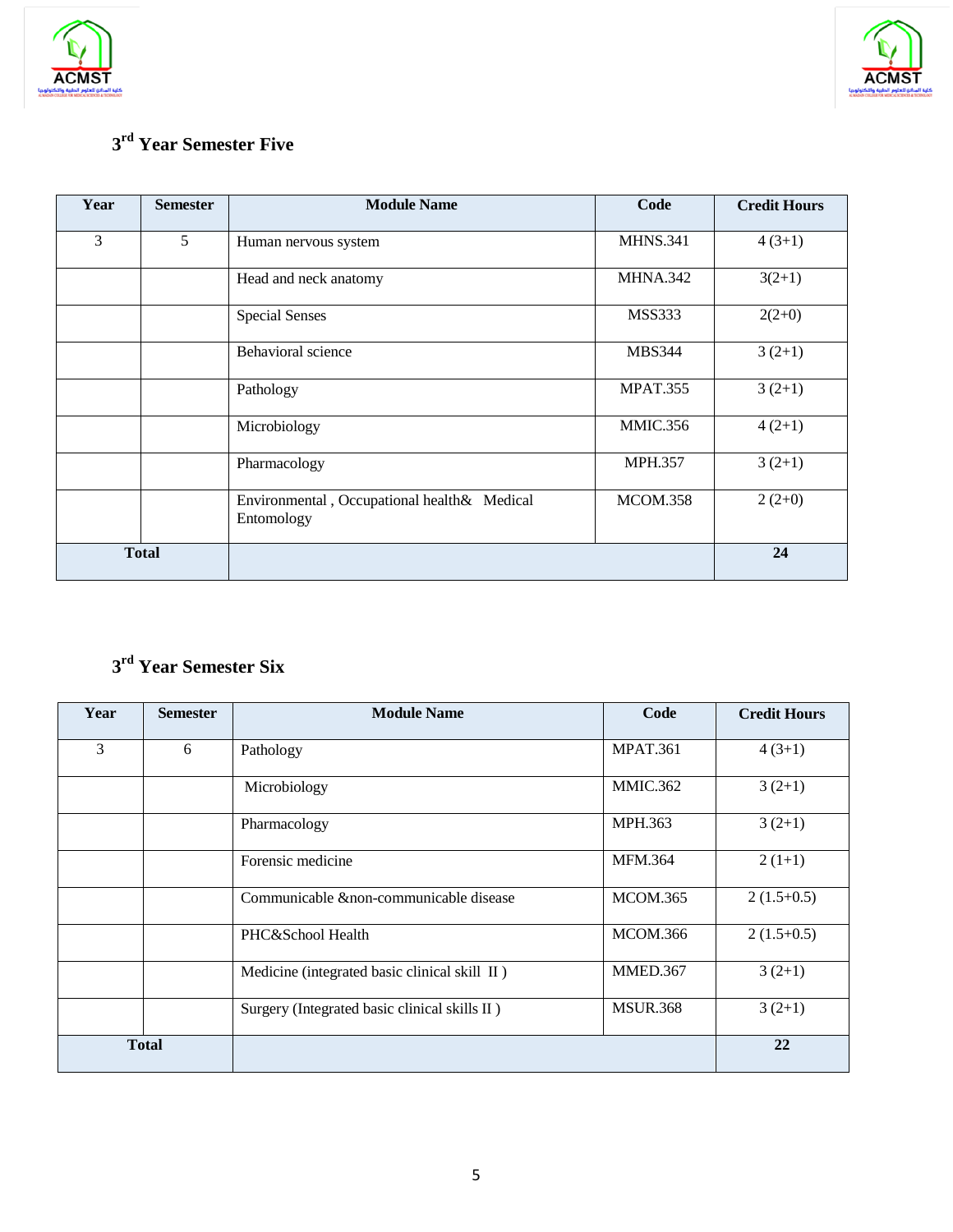## 3rd Year Semester Five

| Year | Semester | Module Name | Code | Credit Hours |
|---|---|---|---|---|
| 3 | 5 | Human nervous system | MHNS.341 | 4 (3+1) |
| | | Head and neck anatomy | MHNA.342 | 3(2+1) |
| | | Special Senses | MSS333 | 2(2+0) |
| | | Behavioral science | MBS344 | 3 (2+1) |
| | | Pathology | MPAT.355 | 3 (2+1) |
| | | Microbiology | MMIC.356 | 4 (2+1) |
| | | Pharmacology | MPH.357 | 3 (2+1) |
| | | Environmental , Occupational health& Medical Entomology | MCOM.358 | 2 (2+0) |
| **Total** | | | | **24** |

## 3rd Year Semester Six

| Year | Semester | Module Name | Code | Credit Hours |
|---|---|---|---|---|
| 3 | 6 | Pathology | MPAT.361 | 4 (3+1) |
| | | Microbiology | MMIC.362 | 3 (2+1) |
| | | Pharmacology | MPH.363 | 3 (2+1) |
| | | Forensic medicine | MFM.364 | 2 (1+1) |
| | | Communicable &non-communicable disease | MCOM.365 | 2 (1.5+0.5) |
| | | PHC&School Health | MCOM.366 | 2 (1.5+0.5) |
| | | Medicine (integrated basic clinical skill II ) | MMED.367 | 3 (2+1) |
| | | Surgery (Integrated basic clinical skills II ) | MSUR.368 | 3 (2+1) |
| **Total** | | | | **22** |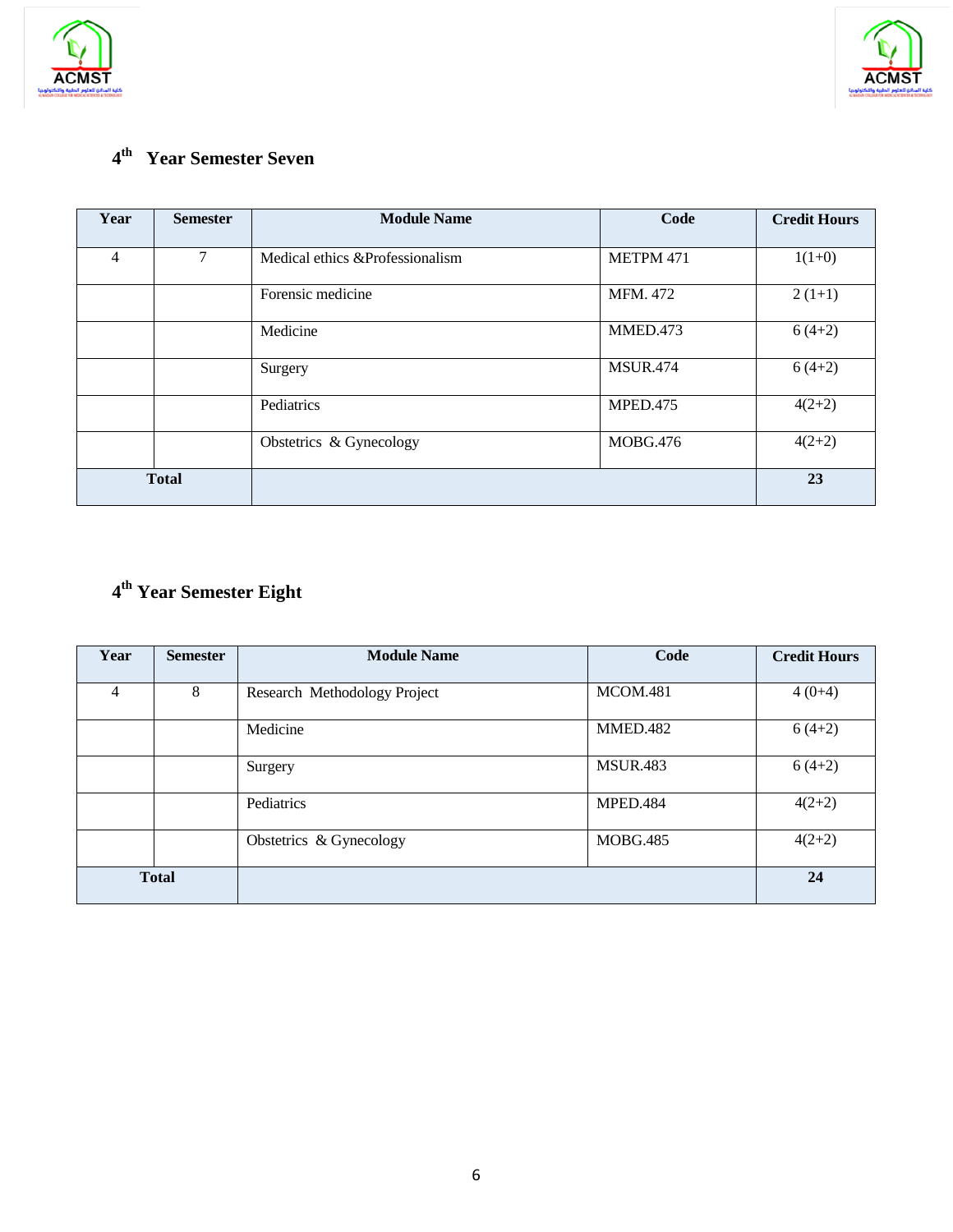## 4th Year Semester Seven

| Year | Semester | Module Name | Code | Credit Hours |
|---|---|---|---|---|
| 4 | 7 | Medical ethics &Professionalism | METPM 471 | 1(1+0) |
| | | Forensic medicine | MFM. 472 | 2 (1+1) |
| | | Medicine | MMED.473 | 6 (4+2) |
| | | Surgery | MSUR.474 | 6 (4+2) |
| | | Pediatrics | MPED.475 | 4(2+2) |
| | | Obstetrics & Gynecology | MOBG.476 | 4(2+2) |
| **Total** | | | | **23** |

## 4th Year Semester Eight

| Year | Semester | Module Name | Code | Credit Hours |
|---|---|---|---|---|
| 4 | 8 | Research Methodology Project | MCOM.481 | 4 (0+4) |
| | | Medicine | MMED.482 | 6 (4+2) |
| | | Surgery | MSUR.483 | 6 (4+2) |
| | | Pediatrics | MPED.484 | 4(2+2) |
| | | Obstetrics & Gynecology | MOBG.485 | 4(2+2) |
| **Total** | | | | **24** |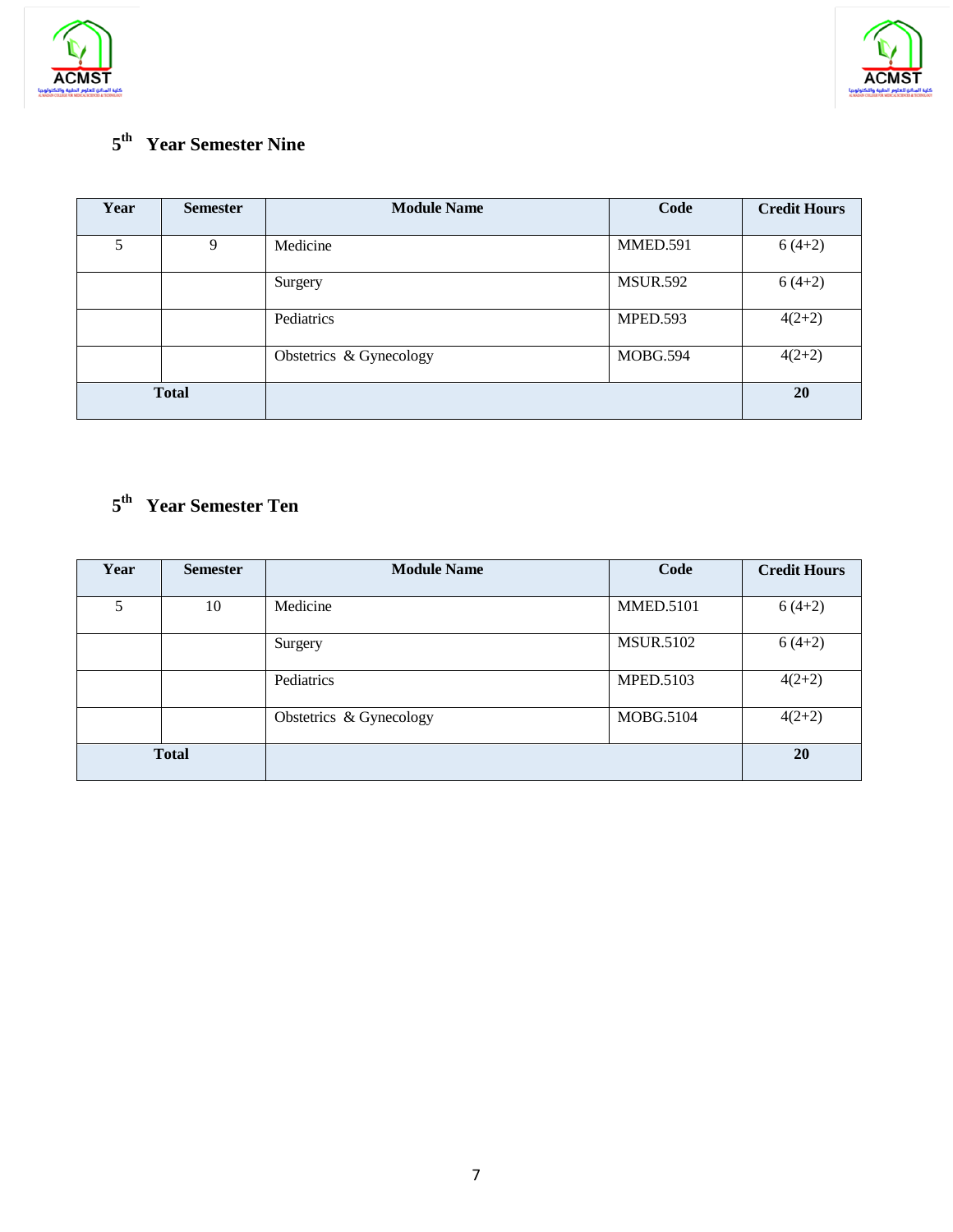## 5th Year Semester Nine

| Year | Semester | Module Name | Code | Credit Hours |
|---|---|---|---|---|
| 5 | 9 | Medicine | MMED.591 | 6 (4+2) |
| | | Surgery | MSUR.592 | 6 (4+2) |
| | | Pediatrics | MPED.593 | 4(2+2) |
| | | Obstetrics & Gynecology | MOBG.594 | 4(2+2) |
| **Total** | | | | **20** |

## 5th Year Semester Ten

| Year | Semester | Module Name | Code | Credit Hours |
|---|---|---|---|---|
| 5 | 10 | Medicine | MMED.5101 | 6 (4+2) |
| | | Surgery | MSUR.5102 | 6 (4+2) |
| | | Pediatrics | MPED.5103 | 4(2+2) |
| | | Obstetrics & Gynecology | MOBG.5104 | 4(2+2) |
| **Total** | | | | **20** |